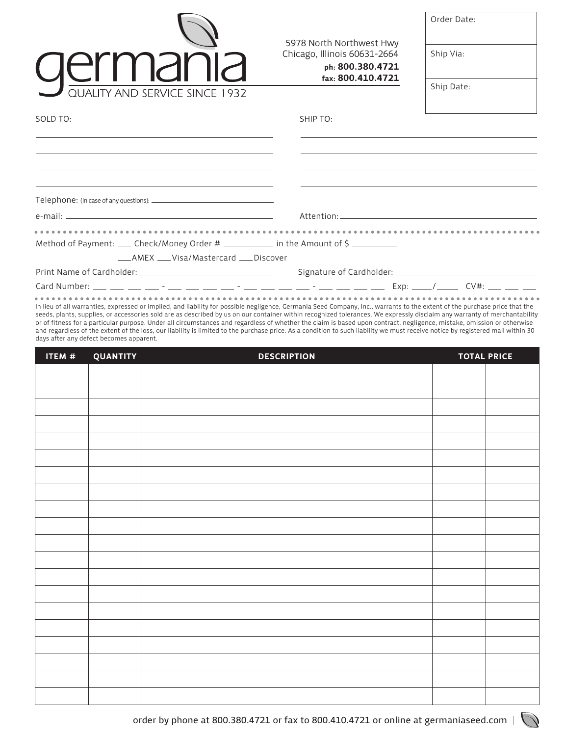# germania

QUALITY AND SERVICE SINCE 1932

5978 North Northwest Hwy
Chicago, Illinois 60631-2664
**ph: 800.380.4721**
**fax: 800.410.4721**

| Order Date: |
|---|
| Ship Via: |
| Ship Date: |

SOLD TO: ______________________________

SHIP TO: ______________________________

Telephone: (In case of any questions): ______________________________

e-mail: ______________________________

Attention: ______________________________

Method of Payment: ___ Check/Money Order # __________ in the Amount of $ __________

___AMEX ___Visa/Mastercard ___Discover

Print Name of Cardholder: ______________________________

Signature of Cardholder: ______________________________

Card Number: ___ ___ ___ ___ - ___ ___ ___ ___ - ___ ___ ___ ___ - ___ ___ ___ ___ Exp: ____/____ CV#: ___ ___ ___

In lieu of all warranties, expressed or implied, and liability for possible negligence, Germania Seed Company, Inc., warrants to the extent of the purchase price that the seeds, plants, supplies, or accessories sold are as described by us on our container within recognized tolerances. We expressly disclaim any warranty of merchantability or of fitness for a particular purpose. Under all circumstances and regardless of whether the claim is based upon contract, negligence, mistake, omission or otherwise and regardless of the extent of the loss, our liability is limited to the purchase price. As a condition to such liability we must receive notice by registered mail within 30 days after any defect becomes apparent.

| ITEM # | QUANTITY | DESCRIPTION | TOTAL PRICE | |
|---|---|---|---|---|
| | | | | |
| | | | | |
| | | | | |
| | | | | |
| | | | | |
| | | | | |
| | | | | |
| | | | | |
| | | | | |
| | | | | |
| | | | | |
| | | | | |
| | | | | |
| | | | | |
| | | | | |
| | | | | |
| | | | | |
| | | | | |
| | | | | |
| | | | | |

order by phone at 800.380.4721 or fax to 800.410.4721 or online at germaniaseed.com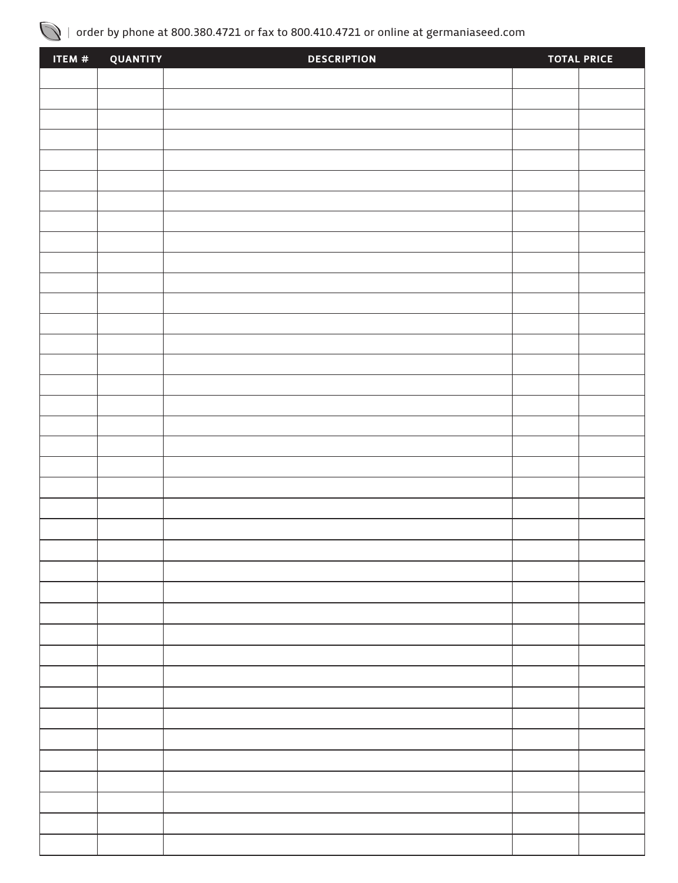| order by phone at 800.380.4721 or fax to 800.410.4721 or online at germaniaseed.com

| ITEM # | QUANTITY | DESCRIPTION | TOTAL PRICE | |
|---|---|---|---|---|
| | | | | |
| | | | | |
| | | | | |
| | | | | |
| | | | | |
| | | | | |
| | | | | |
| | | | | |
| | | | | |
| | | | | |
| | | | | |
| | | | | |
| | | | | |
| | | | | |
| | | | | |
| | | | | |
| | | | | |
| | | | | |
| | | | | |
| | | | | |
| | | | | |
| | | | | |
| | | | | |
| | | | | |
| | | | | |
| | | | | |
| | | | | |
| | | | | |
| | | | | |
| | | | | |
| | | | | |
| | | | | |
| | | | | |
| | | | | |
| | | | | |
| | | | | |
| | | | | |
| | | | | |